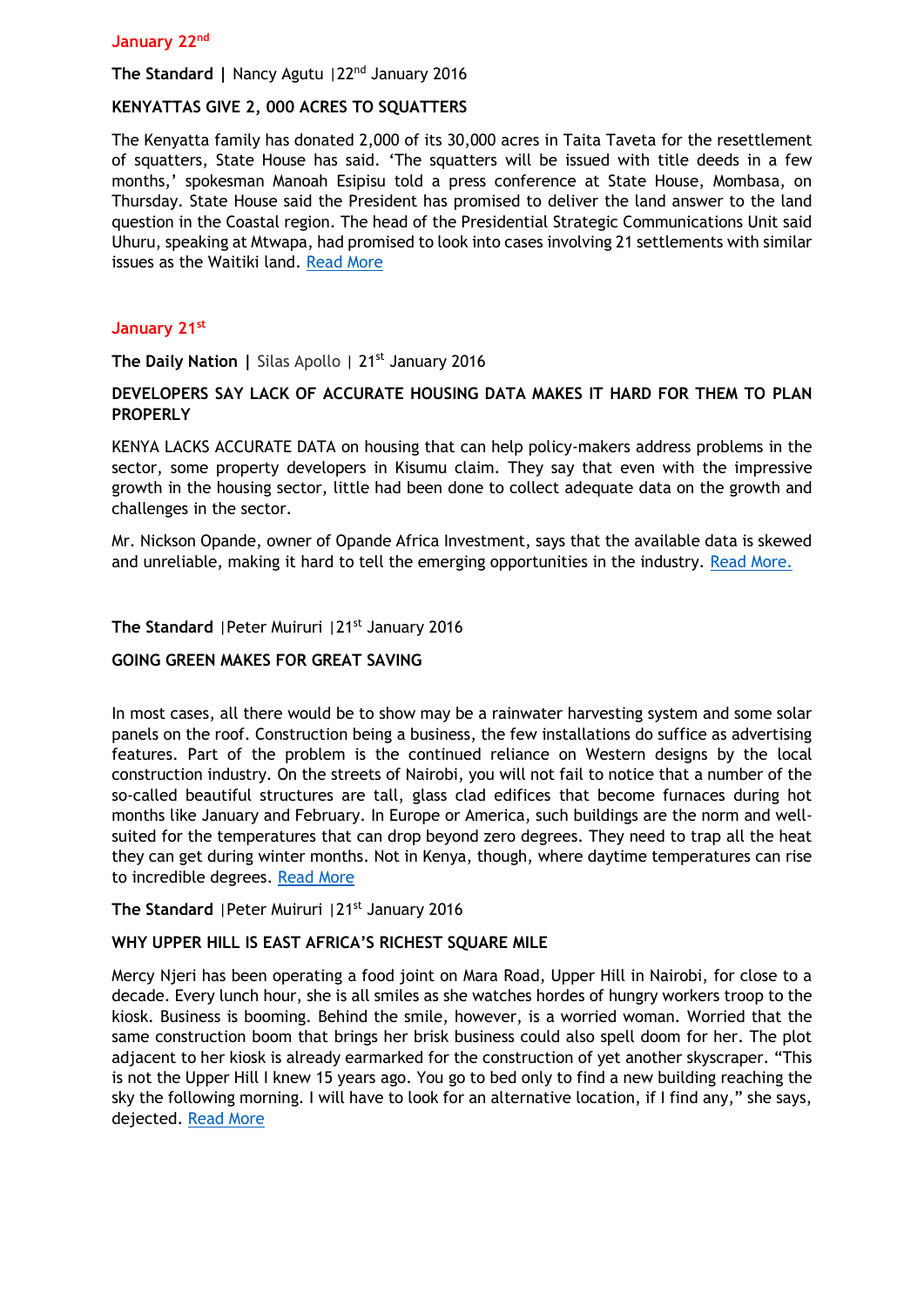## January 22nd

**The Standard |** Nancy Agutu |22nd January 2016

**KENYATTAS GIVE 2, 000 ACRES TO SQUATTERS**

The Kenyatta family has donated 2,000 of its 30,000 acres in Taita Taveta for the resettlement of squatters, State House has said. 'The squatters will be issued with title deeds in a few months,' spokesman Manoah Esipisu told a press conference at State House, Mombasa, on Thursday. State House said the President has promised to deliver the land answer to the land question in the Coastal region. The head of the Presidential Strategic Communications Unit said Uhuru, speaking at Mtwapa, had promised to look into cases involving 21 settlements with similar issues as the Waitiki land. Read More

## January 21st

**The Daily Nation |** Silas Apollo | 21st January 2016

**DEVELOPERS SAY LACK OF ACCURATE HOUSING DATA MAKES IT HARD FOR THEM TO PLAN PROPERLY**

KENYA LACKS ACCURATE DATA on housing that can help policy-makers address problems in the sector, some property developers in Kisumu claim. They say that even with the impressive growth in the housing sector, little had been done to collect adequate data on the growth and challenges in the sector.

Mr. Nickson Opande, owner of Opande Africa Investment, says that the available data is skewed and unreliable, making it hard to tell the emerging opportunities in the industry. Read More.

**The Standard** |Peter Muiruri |21st January 2016

**GOING GREEN MAKES FOR GREAT SAVING**

In most cases, all there would be to show may be a rainwater harvesting system and some solar panels on the roof. Construction being a business, the few installations do suffice as advertising features. Part of the problem is the continued reliance on Western designs by the local construction industry. On the streets of Nairobi, you will not fail to notice that a number of the so-called beautiful structures are tall, glass clad edifices that become furnaces during hot months like January and February. In Europe or America, such buildings are the norm and well-suited for the temperatures that can drop beyond zero degrees. They need to trap all the heat they can get during winter months. Not in Kenya, though, where daytime temperatures can rise to incredible degrees. Read More

**The Standard** |Peter Muiruri |21st January 2016

**WHY UPPER HILL IS EAST AFRICA'S RICHEST SQUARE MILE**

Mercy Njeri has been operating a food joint on Mara Road, Upper Hill in Nairobi, for close to a decade. Every lunch hour, she is all smiles as she watches hordes of hungry workers troop to the kiosk. Business is booming. Behind the smile, however, is a worried woman. Worried that the same construction boom that brings her brisk business could also spell doom for her. The plot adjacent to her kiosk is already earmarked for the construction of yet another skyscraper. "This is not the Upper Hill I knew 15 years ago. You go to bed only to find a new building reaching the sky the following morning. I will have to look for an alternative location, if I find any," she says, dejected. Read More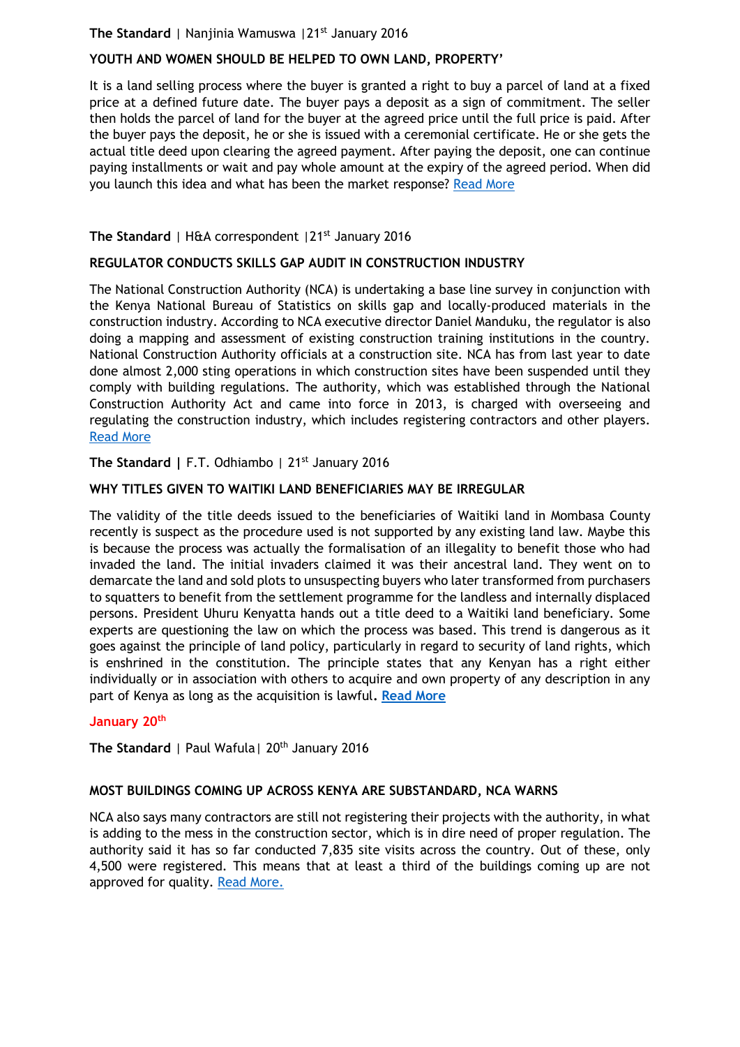**The Standard** | Nanjinia Wamuswa |21st January 2016

**YOUTH AND WOMEN SHOULD BE HELPED TO OWN LAND, PROPERTY'**

It is a land selling process where the buyer is granted a right to buy a parcel of land at a fixed price at a defined future date. The buyer pays a deposit as a sign of commitment. The seller then holds the parcel of land for the buyer at the agreed price until the full price is paid. After the buyer pays the deposit, he or she is issued with a ceremonial certificate. He or she gets the actual title deed upon clearing the agreed payment. After paying the deposit, one can continue paying installments or wait and pay whole amount at the expiry of the agreed period. When did you launch this idea and what has been the market response? Read More

**The Standard** | H&A correspondent |21st January 2016

**REGULATOR CONDUCTS SKILLS GAP AUDIT IN CONSTRUCTION INDUSTRY**

The National Construction Authority (NCA) is undertaking a base line survey in conjunction with the Kenya National Bureau of Statistics on skills gap and locally-produced materials in the construction industry. According to NCA executive director Daniel Manduku, the regulator is also doing a mapping and assessment of existing construction training institutions in the country. National Construction Authority officials at a construction site. NCA has from last year to date done almost 2,000 sting operations in which construction sites have been suspended until they comply with building regulations. The authority, which was established through the National Construction Authority Act and came into force in 2013, is charged with overseeing and regulating the construction industry, which includes registering contractors and other players. Read More

**The Standard |** F.T. Odhiambo | 21st January 2016

**WHY TITLES GIVEN TO WAITIKI LAND BENEFICIARIES MAY BE IRREGULAR**

The validity of the title deeds issued to the beneficiaries of Waitiki land in Mombasa County recently is suspect as the procedure used is not supported by any existing land law. Maybe this is because the process was actually the formalisation of an illegality to benefit those who had invaded the land. The initial invaders claimed it was their ancestral land. They went on to demarcate the land and sold plots to unsuspecting buyers who later transformed from purchasers to squatters to benefit from the settlement programme for the landless and internally displaced persons. President Uhuru Kenyatta hands out a title deed to a Waitiki land beneficiary. Some experts are questioning the law on which the process was based. This trend is dangerous as it goes against the principle of land policy, particularly in regard to security of land rights, which is enshrined in the constitution. The principle states that any Kenyan has a right either individually or in association with others to acquire and own property of any description in any part of Kenya as long as the acquisition is lawful. **Read More**

**January 20th**

**The Standard** | Paul Wafula| 20th January 2016

**MOST BUILDINGS COMING UP ACROSS KENYA ARE SUBSTANDARD, NCA WARNS**

NCA also says many contractors are still not registering their projects with the authority, in what is adding to the mess in the construction sector, which is in dire need of proper regulation. The authority said it has so far conducted 7,835 site visits across the country. Out of these, only 4,500 were registered. This means that at least a third of the buildings coming up are not approved for quality. Read More.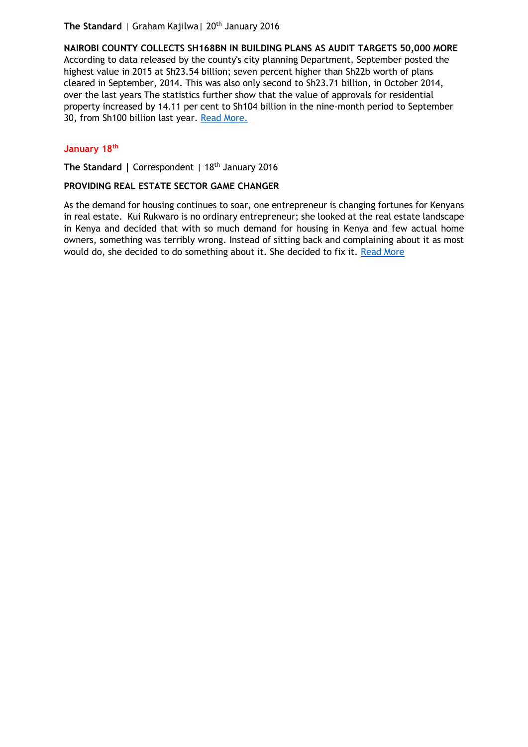**The Standard** | Graham Kajilwa| 20th January 2016

**NAIROBI COUNTY COLLECTS SH168BN IN BUILDING PLANS AS AUDIT TARGETS 50,000 MORE**
According to data released by the county's city planning Department, September posted the highest value in 2015 at Sh23.54 billion; seven percent higher than Sh22b worth of plans cleared in September, 2014. This was also only second to Sh23.71 billion, in October 2014, over the last years The statistics further show that the value of approvals for residential property increased by 14.11 per cent to Sh104 billion in the nine-month period to September 30, from Sh100 billion last year. Read More.

## January 18th

**The Standard |** Correspondent | 18th January 2016

**PROVIDING REAL ESTATE SECTOR GAME CHANGER**

As the demand for housing continues to soar, one entrepreneur is changing fortunes for Kenyans in real estate. Kui Rukwaro is no ordinary entrepreneur; she looked at the real estate landscape in Kenya and decided that with so much demand for housing in Kenya and few actual home owners, something was terribly wrong. Instead of sitting back and complaining about it as most would do, she decided to do something about it. She decided to fix it. Read More